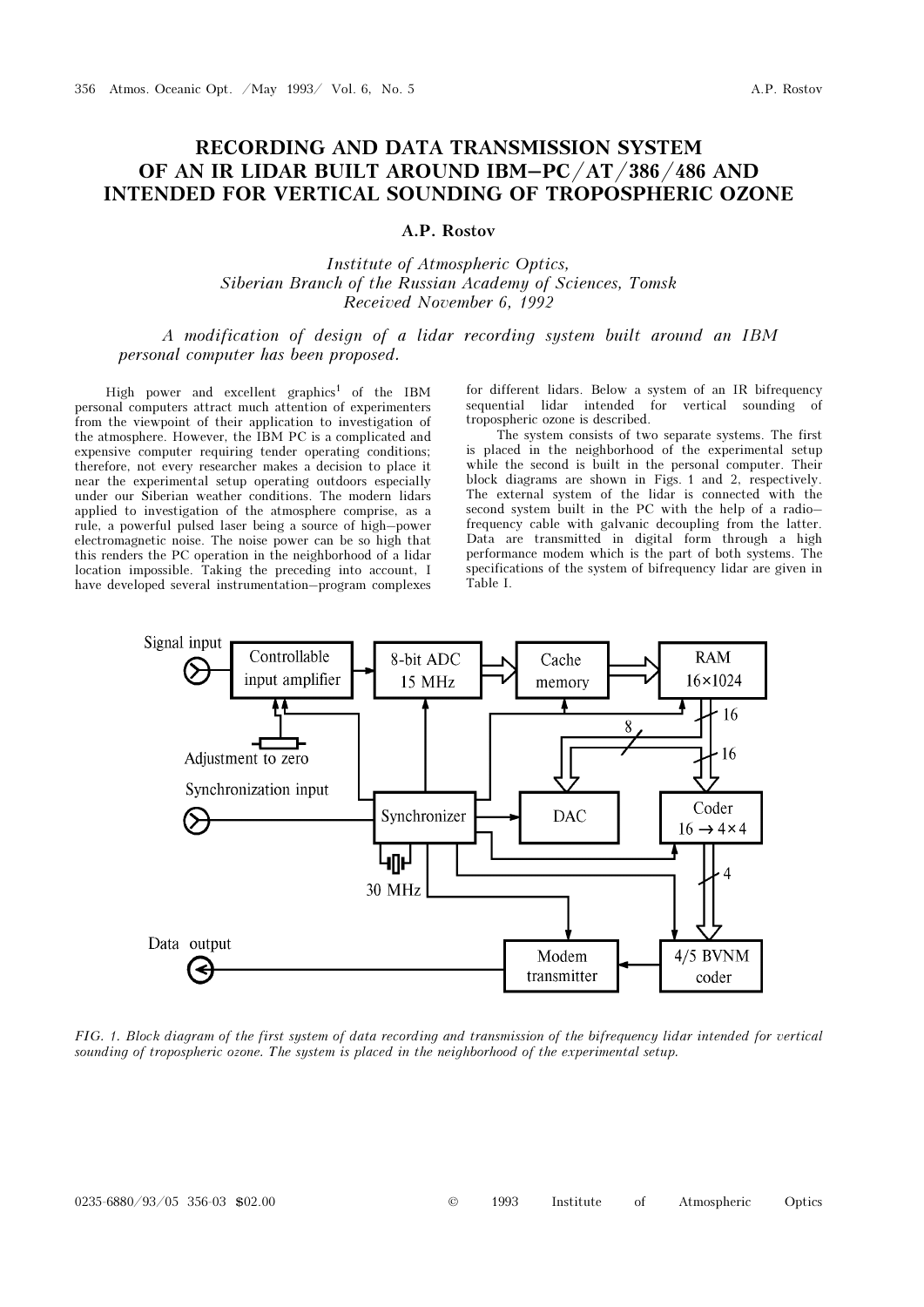# RECORDING AND DATA TRANSMISSION SYSTEM OF AN IR LIDAR BUILT AROUND IBM–PC/AT/386/486 AND INTENDED FOR VERTICAL SOUNDING OF TROPOSPHERIC OZONE

**A.P. Rostov**

*Institute of Atmospheric Optics,*
*Siberian Branch of the Russian Academy of Sciences, Tomsk*
*Received November 6, 1992*

*A modification of design of a lidar recording system built around an IBM personal computer has been proposed.*

High power and excellent graphics[1] of the IBM personal computers attract much attention of experimenters from the viewpoint of their application to investigation of the atmosphere. However, the IBM PC is a complicated and expensive computer requiring tender operating conditions; therefore, not every researcher makes a decision to place it near the experimental setup operating outdoors especially under our Siberian weather conditions. The modern lidars applied to investigation of the atmosphere comprise, as a rule, a powerful pulsed laser being a source of high–power electromagnetic noise. The noise power can be so high that this renders the PC operation in the neighborhood of a lidar location impossible. Taking the preceding into account, I have developed several instrumentation–program complexes for different lidars. Below a system of an IR bifrequency sequential lidar intended for vertical sounding of tropospheric ozone is described.

The system consists of two separate systems. The first is placed in the neighborhood of the experimental setup while the second is built in the personal computer. Their block diagrams are shown in Figs. 1 and 2, respectively. The external system of the lidar is connected with the second system built in the PC with the help of a radio–frequency cable with galvanic decoupling from the latter. Data are transmitted in digital form through a high performance modem which is the part of both systems. The specifications of the system of bifrequency lidar are given in Table I.

*FIG. 1. Block diagram of the first system of data recording and transmission of the bifrequency lidar intended for vertical sounding of tropospheric ozone. The system is placed in the neighborhood of the experimental setup.*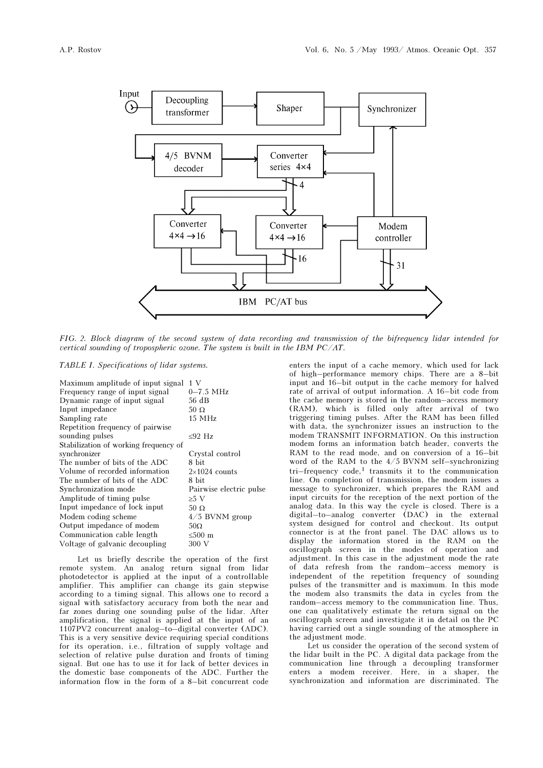FIG. 2. *Block diagram of the second system of data recording and transmission of the bifrequency lidar intended for vertical sounding of tropospheric ozone. The system is built in the IBM PC/AT.*

*TABLE I. Specifications of lidar systems.*

| | |
|---|---|
| Maximum amplitude of input signal | 1 V |
| Frequency range of input signal | 0–7.5 MHz |
| Dynamic range of input signal | 56 dB |
| Input impedance | 50 Ω |
| Sampling rate | 15 MHz |
| Repetition frequency of pairwise sounding pulses | ≤92 Hz |
| Stabilization of working frequency of synchronizer | Crystal control |
| The number of bits of the ADC | 8 bit |
| Volume of recorded information | 2×1024 counts |
| The number of bits of the ADC | 8 bit |
| Synchronization mode | Pairwise electric pulse |
| Amplitude of timing pulse | ≥5 V |
| Input impedance of lock input | 50 Ω |
| Modem coding scheme | 4/5 BVNM group |
| Output impedance of modem | 50Ω |
| Communication cable length | ≤500 m |
| Voltage of galvanic decoupling | 300 V |

Let us briefly describe the operation of the first remote system. An analog return signal from lidar photodetector is applied at the input of a controllable amplifier. This amplifier can change its gain stepwise according to a timing signal. This allows one to record a signal with satisfactory accuracy from both the near and far zones during one sounding pulse of the lidar. After amplification, the signal is applied at the input of an 1107PV2 concurrent analog–to–digital converter (ADC). This is a very sensitive device requiring special conditions for its operation, i.e., filtration of supply voltage and selection of relative pulse duration and fronts of timing signal. But one has to use it for lack of better devices in the domestic base components of the ADC. Further the information flow in the form of a 8–bit concurrent code enters the input of a cache memory, which used for lack of high–performance memory chips. There are a 8–bit input and 16–bit output in the cache memory for halved rate of arrival of output information. A 16–bit code from the cache memory is stored in the random–access memory (RAM), which is filled only after arrival of two triggering timing pulses. After the RAM has been filled with data, the synchronizer issues an instruction to the modem TRANSMIT INFORMATION. On this instruction modem forms an information batch header, converts the RAM to the read mode, and on conversion of a 16–bit word of the RAM to the 4/5 BVNM self–synchronizing tri–frequency code,[1] transmits it to the communication line. On completion of transmission, the modem issues a message to synchronizer, which prepares the RAM and input circuits for the reception of the next portion of the analog data. In this way the cycle is closed. There is a digital–to–analog converter (DAC) in the external system designed for control and checkout. Its output connector is at the front panel. The DAC allows us to display the information stored in the RAM on the oscillograph screen in the modes of operation and adjustment. In this case in the adjustment mode the rate of data refresh from the random–access memory is independent of the repetition frequency of sounding pulses of the transmitter and is maximum. In this mode the modem also transmits the data in cycles from the random–access memory to the communication line. Thus, one can qualitatively estimate the return signal on the oscillograph screen and investigate it in detail on the PC having carried out a single sounding of the atmosphere in the adjustment mode.

Let us consider the operation of the second system of the lidar built in the PC. A digital data package from the communication line through a decoupling transformer enters a modem receiver. Here, in a shaper, the synchronization and information are discriminated. The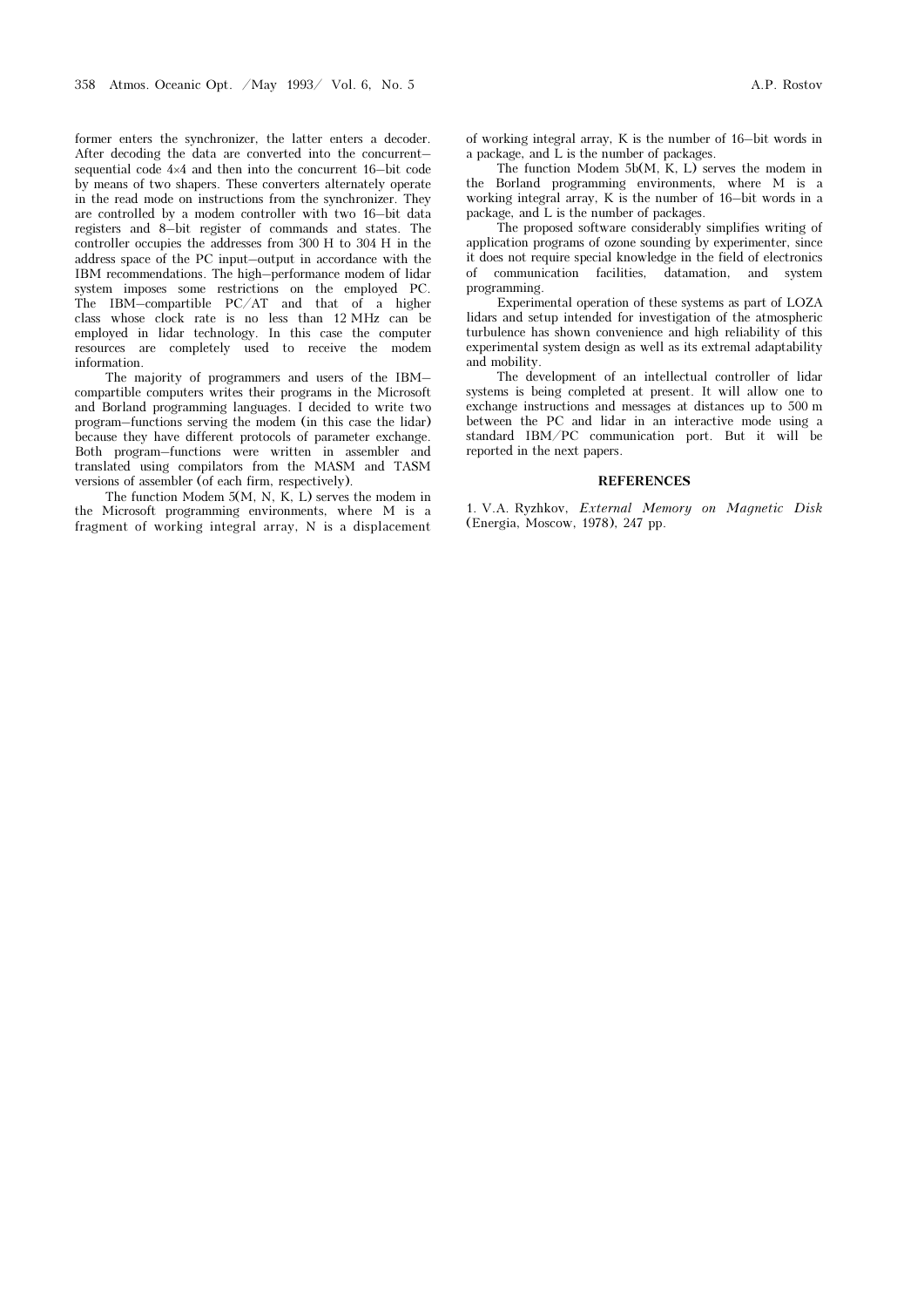former enters the synchronizer, the latter enters a decoder. After decoding the data are converted into the concurrent–sequential code 4×4 and then into the concurrent 16–bit code by means of two shapers. These converters alternately operate in the read mode on instructions from the synchronizer. They are controlled by a modem controller with two 16–bit data registers and 8–bit register of commands and states. The controller occupies the addresses from 300 H to 304 H in the address space of the PC input–output in accordance with the IBM recommendations. The high–performance modem of lidar system imposes some restrictions on the employed PC. The IBM–compartible PC/AT and that of a higher class whose clock rate is no less than 12 MHz can be employed in lidar technology. In this case the computer resources are completely used to receive the modem information.

The majority of programmers and users of the IBM–compartible computers writes their programs in the Microsoft and Borland programming languages. I decided to write two program–functions serving the modem (in this case the lidar) because they have different protocols of parameter exchange. Both program–functions were written in assembler and translated using compilators from the MASM and TASM versions of assembler (of each firm, respectively).

The function Modem 5(M, N, K, L) serves the modem in the Microsoft programming environments, where M is a fragment of working integral array, N is a displacement of working integral array, K is the number of 16–bit words in a package, and L is the number of packages.

The function Modem 5b(M, K, L) serves the modem in the Borland programming environments, where M is a working integral array, K is the number of 16–bit words in a package, and L is the number of packages.

The proposed software considerably simplifies writing of application programs of ozone sounding by experimenter, since it does not require special knowledge in the field of electronics of communication facilities, datamation, and system programming.

Experimental operation of these systems as part of LOZA lidars and setup intended for investigation of the atmospheric turbulence has shown convenience and high reliability of this experimental system design as well as its extremal adaptability and mobility.

The development of an intellectual controller of lidar systems is being completed at present. It will allow one to exchange instructions and messages at distances up to 500 m between the PC and lidar in an interactive mode using a standard IBM/PC communication port. But it will be reported in the next papers.

## REFERENCES

1. V.A. Ryzhkov, *External Memory on Magnetic Disk* (Energia, Moscow, 1978), 247 pp.